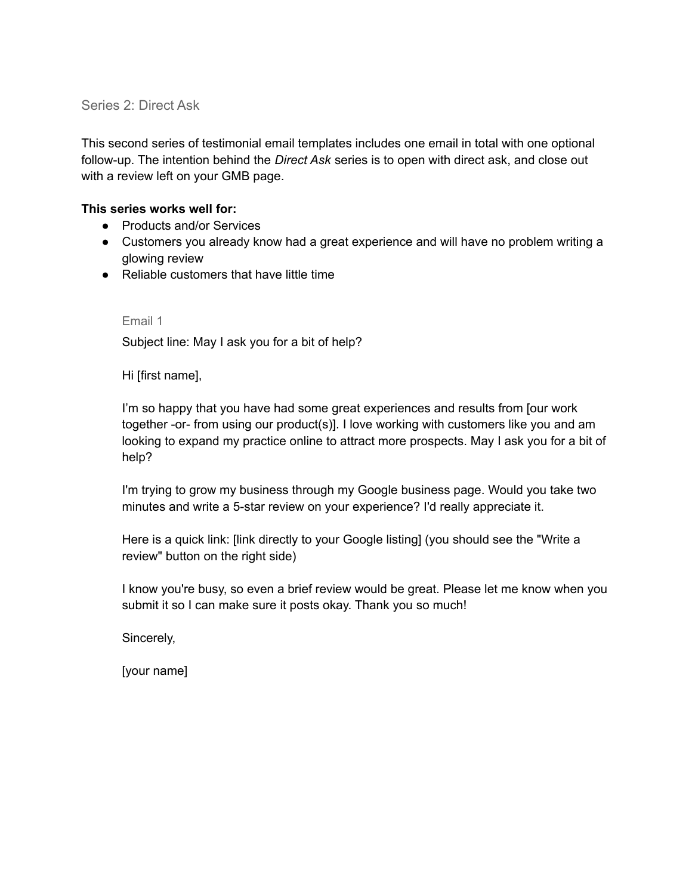## Series 2: Direct Ask

This second series of testimonial email templates includes one email in total with one optional follow-up. The intention behind the *Direct Ask* series is to open with direct ask, and close out with a review left on your GMB page.

**This series works well for:**

- Products and/or Services
- Customers you already know had a great experience and will have no problem writing a glowing review
- Reliable customers that have little time

### Email 1

Subject line: May I ask you for a bit of help?

Hi [first name],

I'm so happy that you have had some great experiences and results from [our work together -or- from using our product(s)]. I love working with customers like you and am looking to expand my practice online to attract more prospects. May I ask you for a bit of help?

I'm trying to grow my business through my Google business page. Would you take two minutes and write a 5-star review on your experience? I'd really appreciate it.

Here is a quick link: [link directly to your Google listing] (you should see the "Write a review" button on the right side)

I know you're busy, so even a brief review would be great. Please let me know when you submit it so I can make sure it posts okay. Thank you so much!

Sincerely,

[your name]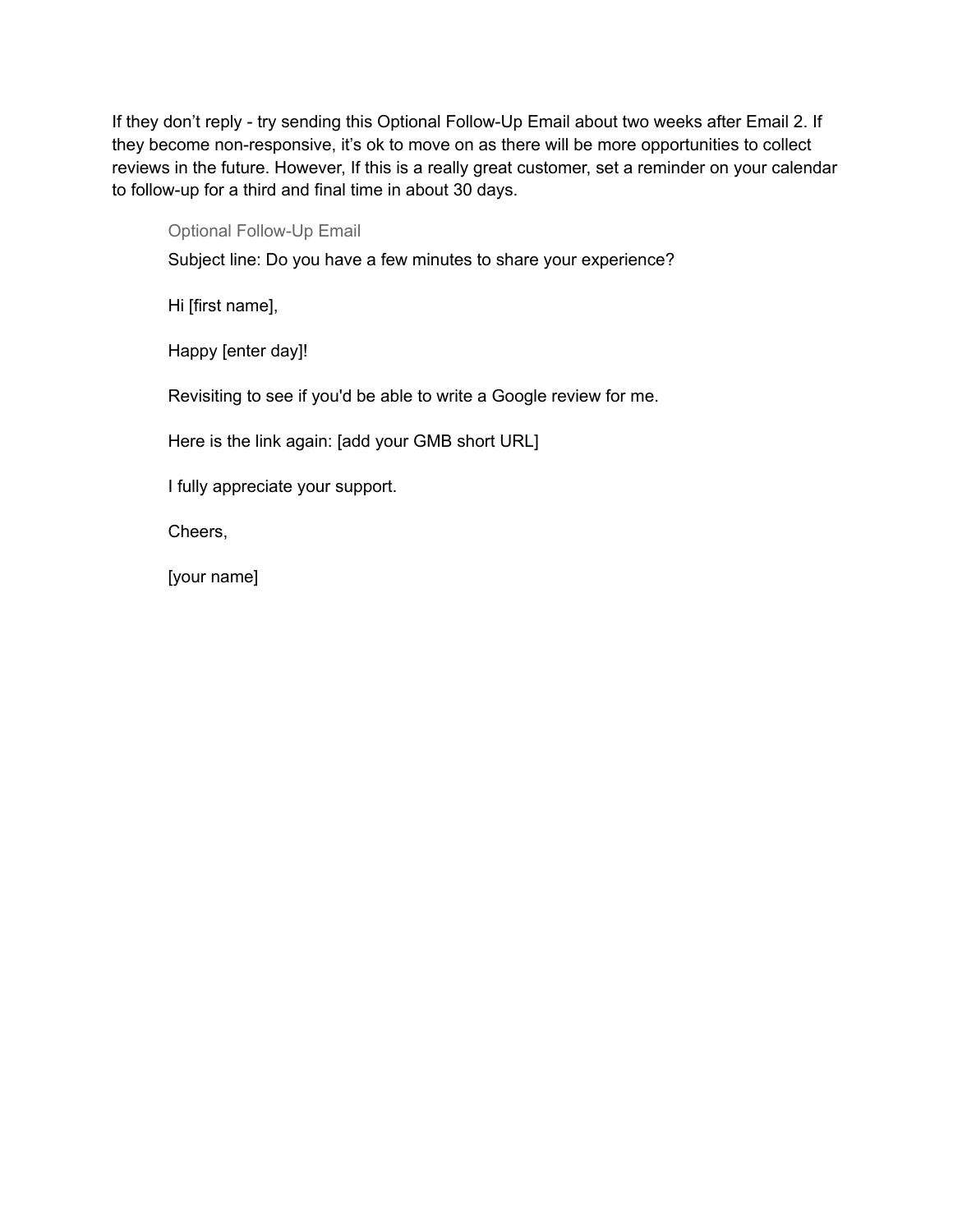If they don't reply - try sending this Optional Follow-Up Email about two weeks after Email 2. If they become non-responsive, it's ok to move on as there will be more opportunities to collect reviews in the future. However, If this is a really great customer, set a reminder on your calendar to follow-up for a third and final time in about 30 days.

> Optional Follow-Up Email
>
> Subject line: Do you have a few minutes to share your experience?
>
> Hi [first name],
>
> Happy [enter day]!
>
> Revisiting to see if you'd be able to write a Google review for me.
>
> Here is the link again: [add your GMB short URL]
>
> I fully appreciate your support.
>
> Cheers,
>
> [your name]